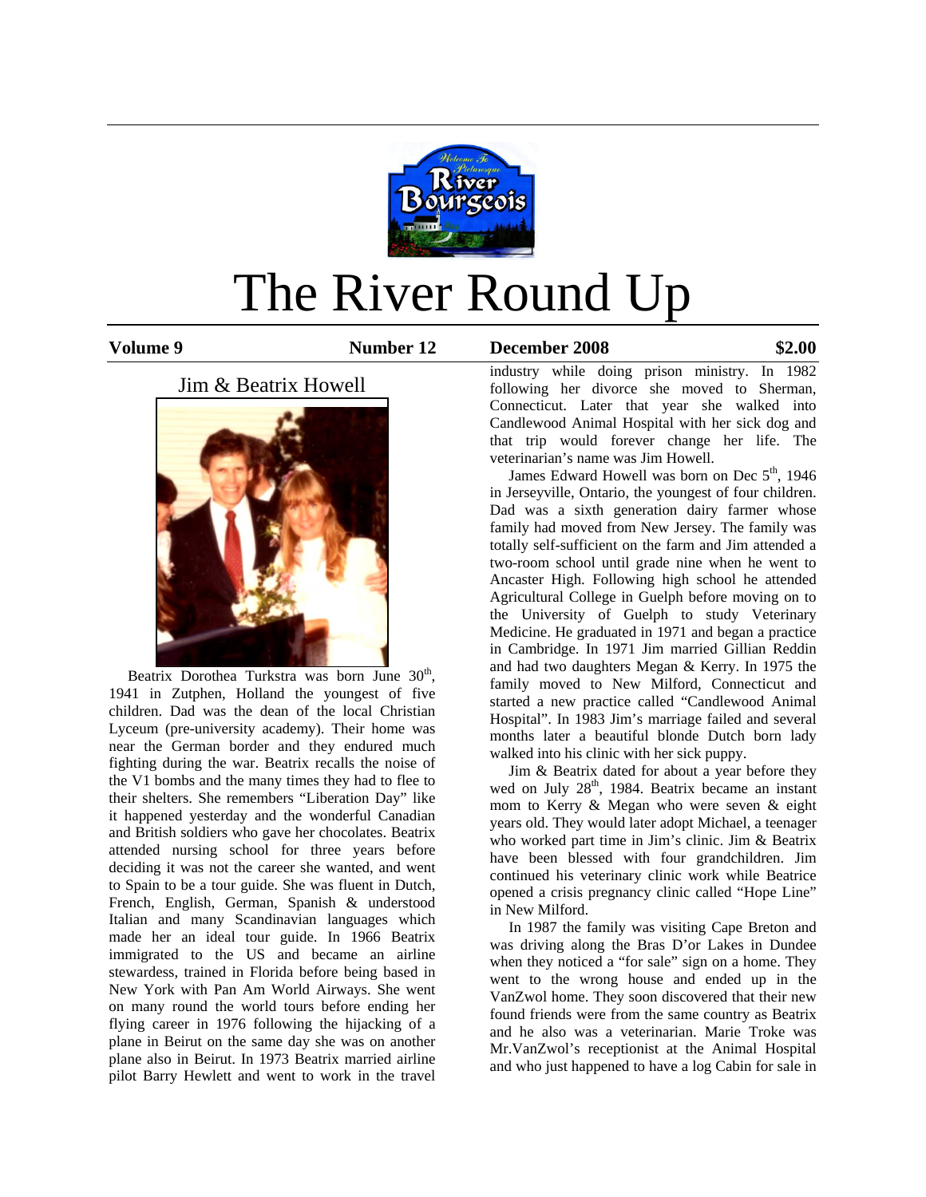# The River Round Up

**Volume 9** **Number 12** **December 2008** **$2.00**

## Jim & Beatrix Howell

Beatrix Dorothea Turkstra was born June 30th, 1941 in Zutphen, Holland the youngest of five children. Dad was the dean of the local Christian Lyceum (pre-university academy). Their home was near the German border and they endured much fighting during the war. Beatrix recalls the noise of the V1 bombs and the many times they had to flee to their shelters. She remembers "Liberation Day" like it happened yesterday and the wonderful Canadian and British soldiers who gave her chocolates. Beatrix attended nursing school for three years before deciding it was not the career she wanted, and went to Spain to be a tour guide. She was fluent in Dutch, French, English, German, Spanish & understood Italian and many Scandinavian languages which made her an ideal tour guide. In 1966 Beatrix immigrated to the US and became an airline stewardess, trained in Florida before being based in New York with Pan Am World Airways. She went on many round the world tours before ending her flying career in 1976 following the hijacking of a plane in Beirut on the same day she was on another plane also in Beirut. In 1973 Beatrix married airline pilot Barry Hewlett and went to work in the travel industry while doing prison ministry. In 1982 following her divorce she moved to Sherman, Connecticut. Later that year she walked into Candlewood Animal Hospital with her sick dog and that trip would forever change her life. The veterinarian's name was Jim Howell.

James Edward Howell was born on Dec 5th, 1946 in Jerseyville, Ontario, the youngest of four children. Dad was a sixth generation dairy farmer whose family had moved from New Jersey. The family was totally self-sufficient on the farm and Jim attended a two-room school until grade nine when he went to Ancaster High. Following high school he attended Agricultural College in Guelph before moving on to the University of Guelph to study Veterinary Medicine. He graduated in 1971 and began a practice in Cambridge. In 1971 Jim married Gillian Reddin and had two daughters Megan & Kerry. In 1975 the family moved to New Milford, Connecticut and started a new practice called "Candlewood Animal Hospital". In 1983 Jim's marriage failed and several months later a beautiful blonde Dutch born lady walked into his clinic with her sick puppy.

Jim & Beatrix dated for about a year before they wed on July 28th, 1984. Beatrix became an instant mom to Kerry & Megan who were seven & eight years old. They would later adopt Michael, a teenager who worked part time in Jim's clinic. Jim & Beatrix have been blessed with four grandchildren. Jim continued his veterinary clinic work while Beatrice opened a crisis pregnancy clinic called "Hope Line" in New Milford.

In 1987 the family was visiting Cape Breton and was driving along the Bras D'or Lakes in Dundee when they noticed a "for sale" sign on a home. They went to the wrong house and ended up in the VanZwol home. They soon discovered that their new found friends were from the same country as Beatrix and he also was a veterinarian. Marie Troke was Mr.VanZwol's receptionist at the Animal Hospital and who just happened to have a log Cabin for sale in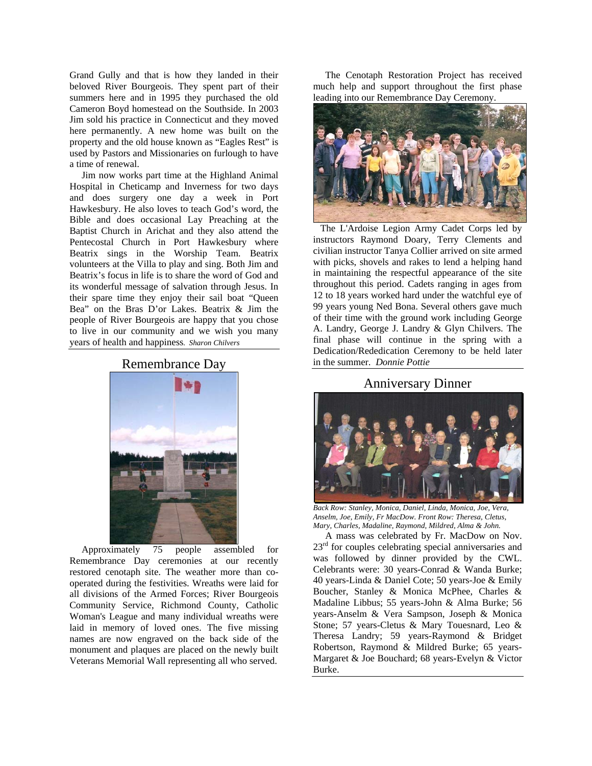Grand Gully and that is how they landed in their beloved River Bourgeois. They spent part of their summers here and in 1995 they purchased the old Cameron Boyd homestead on the Southside. In 2003 Jim sold his practice in Connecticut and they moved here permanently. A new home was built on the property and the old house known as "Eagles Rest" is used by Pastors and Missionaries on furlough to have a time of renewal.

Jim now works part time at the Highland Animal Hospital in Cheticamp and Inverness for two days and does surgery one day a week in Port Hawkesbury. He also loves to teach God's word, the Bible and does occasional Lay Preaching at the Baptist Church in Arichat and they also attend the Pentecostal Church in Port Hawkesbury where Beatrix sings in the Worship Team. Beatrix volunteers at the Villa to play and sing. Both Jim and Beatrix's focus in life is to share the word of God and its wonderful message of salvation through Jesus. In their spare time they enjoy their sail boat "Queen Bea" on the Bras D'or Lakes. Beatrix & Jim the people of River Bourgeois are happy that you chose to live in our community and we wish you many years of health and happiness. *Sharon Chilvers*

## Remembrance Day

Approximately 75 people assembled for Remembrance Day ceremonies at our recently restored cenotaph site. The weather more than co-operated during the festivities. Wreaths were laid for all divisions of the Armed Forces; River Bourgeois Community Service, Richmond County, Catholic Woman's League and many individual wreaths were laid in memory of loved ones. The five missing names are now engraved on the back side of the monument and plaques are placed on the newly built Veterans Memorial Wall representing all who served.

The Cenotaph Restoration Project has received much help and support throughout the first phase leading into our Remembrance Day Ceremony.

The L'Ardoise Legion Army Cadet Corps led by instructors Raymond Doary, Terry Clements and civilian instructor Tanya Collier arrived on site armed with picks, shovels and rakes to lend a helping hand in maintaining the respectful appearance of the site throughout this period. Cadets ranging in ages from 12 to 18 years worked hard under the watchful eye of 99 years young Ned Bona. Several others gave much of their time with the ground work including George A. Landry, George J. Landry & Glyn Chilvers. The final phase will continue in the spring with a Dedication/Rededication Ceremony to be held later in the summer. *Donnie Pottie*

## Anniversary Dinner

*Back Row: Stanley, Monica, Daniel, Linda, Monica, Joe, Vera, Anselm, Joe, Emily, Fr MacDow. Front Row: Theresa, Cletus, Mary, Charles, Madaline, Raymond, Mildred, Alma & John.*

A mass was celebrated by Fr. MacDow on Nov. 23rd for couples celebrating special anniversaries and was followed by dinner provided by the CWL. Celebrants were: 30 years-Conrad & Wanda Burke; 40 years-Linda & Daniel Cote; 50 years-Joe & Emily Boucher, Stanley & Monica McPhee, Charles & Madaline Libbus; 55 years-John & Alma Burke; 56 years-Anselm & Vera Sampson, Joseph & Monica Stone; 57 years-Cletus & Mary Touesnard, Leo & Theresa Landry; 59 years-Raymond & Bridget Robertson, Raymond & Mildred Burke; 65 years-Margaret & Joe Bouchard; 68 years-Evelyn & Victor Burke.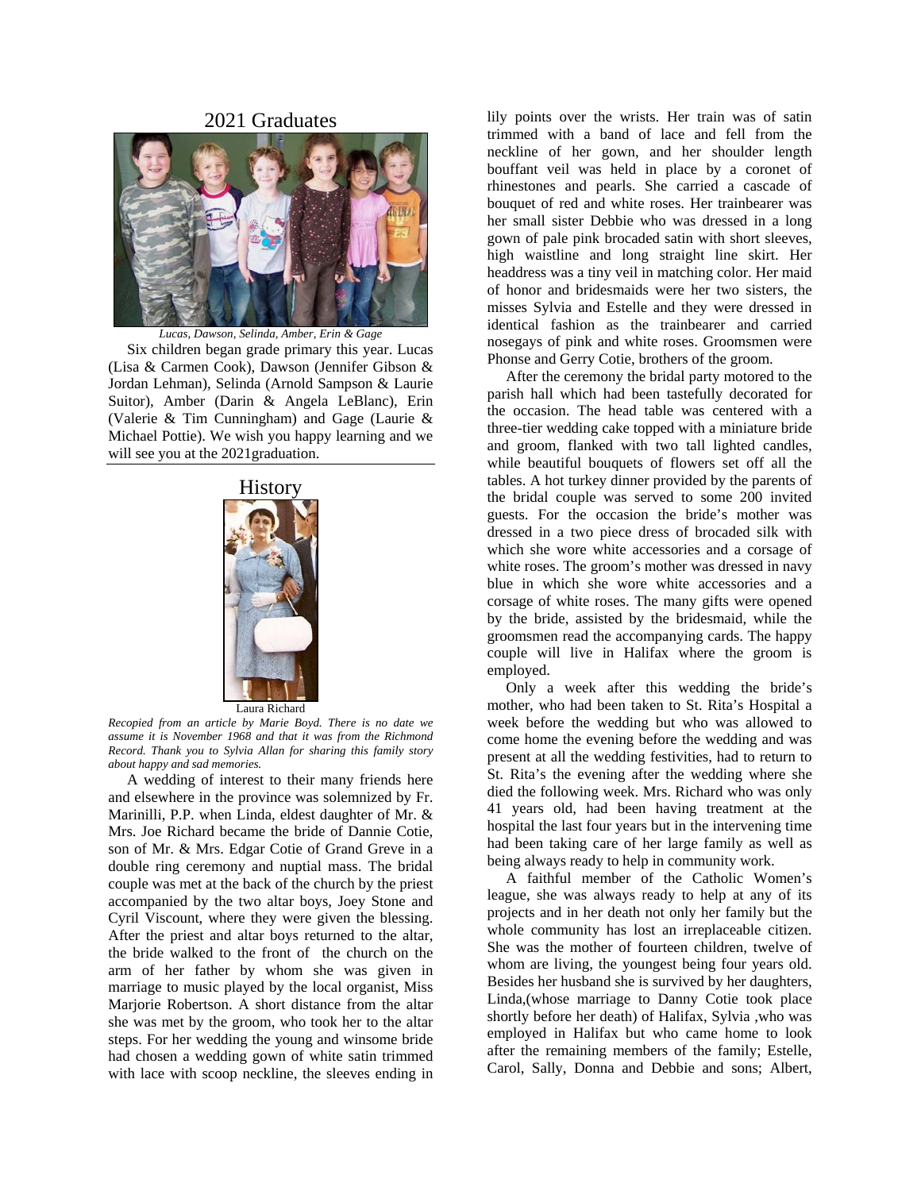## 2021 Graduates

*Lucas, Dawson, Selinda, Amber, Erin & Gage*

Six children began grade primary this year. Lucas (Lisa & Carmen Cook), Dawson (Jennifer Gibson & Jordan Lehman), Selinda (Arnold Sampson & Laurie Suitor), Amber (Darin & Angela LeBlanc), Erin (Valerie & Tim Cunningham) and Gage (Laurie & Michael Pottie). We wish you happy learning and we will see you at the 2021graduation.

## History

Laura Richard

*Recopied from an article by Marie Boyd. There is no date we assume it is November 1968 and that it was from the Richmond Record. Thank you to Sylvia Allan for sharing this family story about happy and sad memories.*

A wedding of interest to their many friends here and elsewhere in the province was solemnized by Fr. Marinilli, P.P. when Linda, eldest daughter of Mr. & Mrs. Joe Richard became the bride of Dannie Cotie, son of Mr. & Mrs. Edgar Cotie of Grand Greve in a double ring ceremony and nuptial mass. The bridal couple was met at the back of the church by the priest accompanied by the two altar boys, Joey Stone and Cyril Viscount, where they were given the blessing. After the priest and altar boys returned to the altar, the bride walked to the front of the church on the arm of her father by whom she was given in marriage to music played by the local organist, Miss Marjorie Robertson. A short distance from the altar she was met by the groom, who took her to the altar steps. For her wedding the young and winsome bride had chosen a wedding gown of white satin trimmed with lace with scoop neckline, the sleeves ending in lily points over the wrists. Her train was of satin trimmed with a band of lace and fell from the neckline of her gown, and her shoulder length bouffant veil was held in place by a coronet of rhinestones and pearls. She carried a cascade of bouquet of red and white roses. Her trainbearer was her small sister Debbie who was dressed in a long gown of pale pink brocaded satin with short sleeves, high waistline and long straight line skirt. Her headdress was a tiny veil in matching color. Her maid of honor and bridesmaids were her two sisters, the misses Sylvia and Estelle and they were dressed in identical fashion as the trainbearer and carried nosegays of pink and white roses. Groomsmen were Phonse and Gerry Cotie, brothers of the groom.

After the ceremony the bridal party motored to the parish hall which had been tastefully decorated for the occasion. The head table was centered with a three-tier wedding cake topped with a miniature bride and groom, flanked with two tall lighted candles, while beautiful bouquets of flowers set off all the tables. A hot turkey dinner provided by the parents of the bridal couple was served to some 200 invited guests. For the occasion the bride's mother was dressed in a two piece dress of brocaded silk with which she wore white accessories and a corsage of white roses. The groom's mother was dressed in navy blue in which she wore white accessories and a corsage of white roses. The many gifts were opened by the bride, assisted by the bridesmaid, while the groomsmen read the accompanying cards. The happy couple will live in Halifax where the groom is employed.

Only a week after this wedding the bride's mother, who had been taken to St. Rita's Hospital a week before the wedding but who was allowed to come home the evening before the wedding and was present at all the wedding festivities, had to return to St. Rita's the evening after the wedding where she died the following week. Mrs. Richard who was only 41 years old, had been having treatment at the hospital the last four years but in the intervening time had been taking care of her large family as well as being always ready to help in community work.

A faithful member of the Catholic Women's league, she was always ready to help at any of its projects and in her death not only her family but the whole community has lost an irreplaceable citizen. She was the mother of fourteen children, twelve of whom are living, the youngest being four years old. Besides her husband she is survived by her daughters, Linda,(whose marriage to Danny Cotie took place shortly before her death) of Halifax, Sylvia ,who was employed in Halifax but who came home to look after the remaining members of the family; Estelle, Carol, Sally, Donna and Debbie and sons; Albert,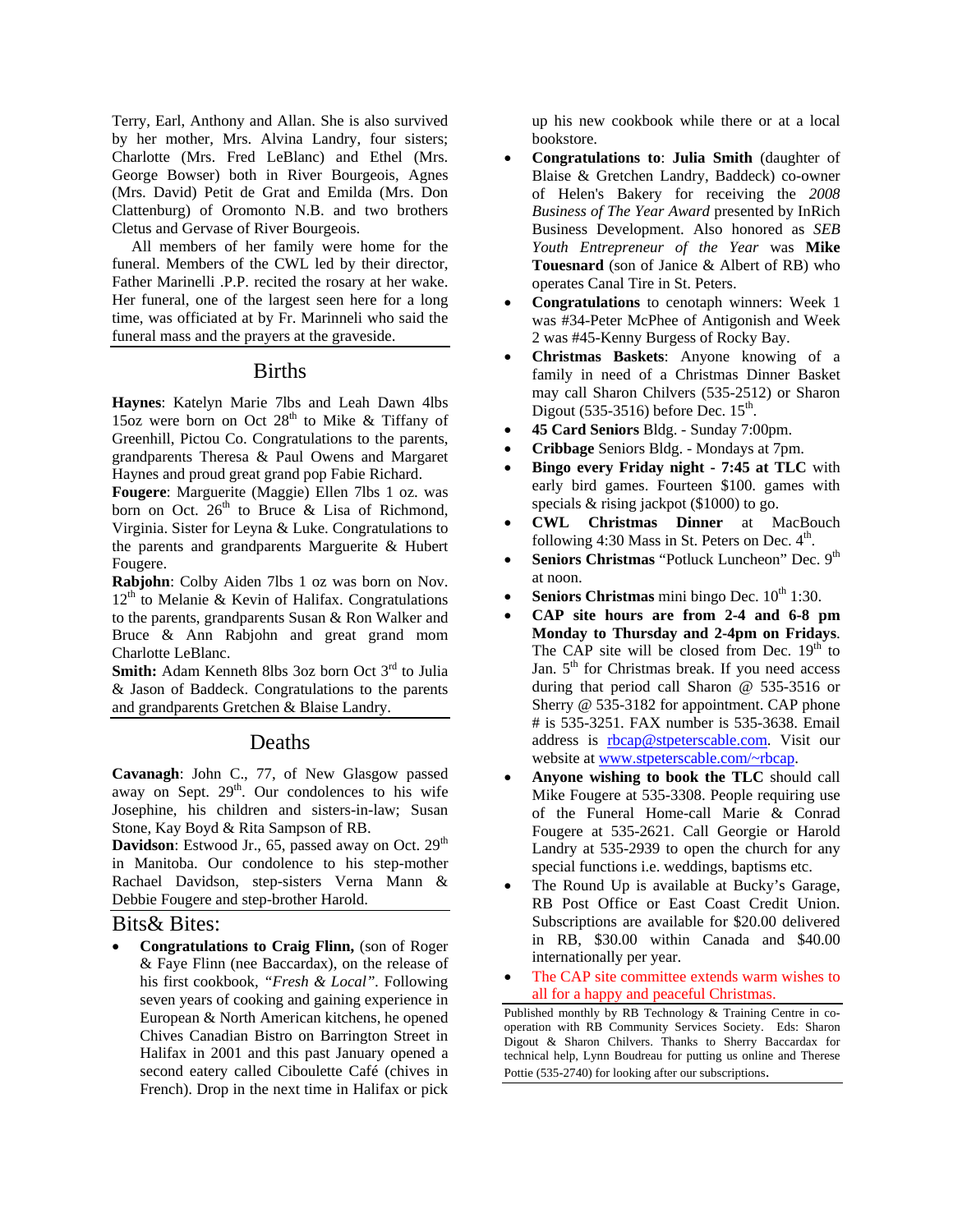Terry, Earl, Anthony and Allan. She is also survived by her mother, Mrs. Alvina Landry, four sisters; Charlotte (Mrs. Fred LeBlanc) and Ethel (Mrs. George Bowser) both in River Bourgeois, Agnes (Mrs. David) Petit de Grat and Emilda (Mrs. Don Clattenburg) of Oromonto N.B. and two brothers Cletus and Gervase of River Bourgeois.

All members of her family were home for the funeral. Members of the CWL led by their director, Father Marinelli .P.P. recited the rosary at her wake. Her funeral, one of the largest seen here for a long time, was officiated at by Fr. Marinneli who said the funeral mass and the prayers at the graveside.

## Births

**Haynes**: Katelyn Marie 7lbs and Leah Dawn 4lbs 15oz were born on Oct 28th to Mike & Tiffany of Greenhill, Pictou Co. Congratulations to the parents, grandparents Theresa & Paul Owens and Margaret Haynes and proud great grand pop Fabie Richard.

**Fougere**: Marguerite (Maggie) Ellen 7lbs 1 oz. was born on Oct. 26th to Bruce & Lisa of Richmond, Virginia. Sister for Leyna & Luke. Congratulations to the parents and grandparents Marguerite & Hubert Fougere.

**Rabjohn**: Colby Aiden 7lbs 1 oz was born on Nov. 12th to Melanie & Kevin of Halifax. Congratulations to the parents, grandparents Susan & Ron Walker and Bruce & Ann Rabjohn and great grand mom Charlotte LeBlanc.

**Smith:** Adam Kenneth 8lbs 3oz born Oct 3rd to Julia & Jason of Baddeck. Congratulations to the parents and grandparents Gretchen & Blaise Landry.

## Deaths

**Cavanagh**: John C., 77, of New Glasgow passed away on Sept. 29th. Our condolences to his wife Josephine, his children and sisters-in-law; Susan Stone, Kay Boyd & Rita Sampson of RB.

**Davidson**: Estwood Jr., 65, passed away on Oct. 29th in Manitoba. Our condolence to his step-mother Rachael Davidson, step-sisters Verna Mann & Debbie Fougere and step-brother Harold.

## Bits& Bites:

- **Congratulations to Craig Flinn,** (son of Roger & Faye Flinn (nee Baccardax), on the release of his first cookbook, *"Fresh & Local"*. Following seven years of cooking and gaining experience in European & North American kitchens, he opened Chives Canadian Bistro on Barrington Street in Halifax in 2001 and this past January opened a second eatery called Ciboulette Café (chives in French). Drop in the next time in Halifax or pick up his new cookbook while there or at a local bookstore.
- **Congratulations to**: **Julia Smith** (daughter of Blaise & Gretchen Landry, Baddeck) co-owner of Helen's Bakery for receiving the *2008 Business of The Year Award* presented by InRich Business Development. Also honored as *SEB Youth Entrepreneur of the Year* was **Mike Touesnard** (son of Janice & Albert of RB) who operates Canal Tire in St. Peters.
- **Congratulations** to cenotaph winners: Week 1 was #34-Peter McPhee of Antigonish and Week 2 was #45-Kenny Burgess of Rocky Bay.
- **Christmas Baskets**: Anyone knowing of a family in need of a Christmas Dinner Basket may call Sharon Chilvers (535-2512) or Sharon Digout (535-3516) before Dec. 15th.
- **45 Card Seniors** Bldg. - Sunday 7:00pm.
- **Cribbage** Seniors Bldg. - Mondays at 7pm.
- **Bingo every Friday night - 7:45 at TLC** with early bird games. Fourteen $100. games with specials & rising jackpot ($1000) to go.
- **CWL Christmas Dinner** at MacBouch following 4:30 Mass in St. Peters on Dec. 4th.
- **Seniors Christmas** "Potluck Luncheon" Dec. 9th at noon.
- **Seniors Christmas** mini bingo Dec. 10th 1:30.
- **CAP site hours are from 2-4 and 6-8 pm Monday to Thursday and 2-4pm on Fridays**. The CAP site will be closed from Dec. 19th to Jan. 5th for Christmas break. If you need access during that period call Sharon @ 535-3516 or Sherry @ 535-3182 for appointment. CAP phone # is 535-3251. FAX number is 535-3638. Email address is rbcap@stpeterscable.com. Visit our website at www.stpeterscable.com/~rbcap.
- **Anyone wishing to book the TLC** should call Mike Fougere at 535-3308. People requiring use of the Funeral Home-call Marie & Conrad Fougere at 535-2621. Call Georgie or Harold Landry at 535-2939 to open the church for any special functions i.e. weddings, baptisms etc.
- The Round Up is available at Bucky's Garage, RB Post Office or East Coast Credit Union. Subscriptions are available for $20.00 delivered in RB, $30.00 within Canada and $40.00 internationally per year.
- The CAP site committee extends warm wishes to all for a happy and peaceful Christmas.

Published monthly by RB Technology & Training Centre in co-operation with RB Community Services Society. Eds: Sharon Digout & Sharon Chilvers. Thanks to Sherry Baccardax for technical help, Lynn Boudreau for putting us online and Therese Pottie (535-2740) for looking after our subscriptions.